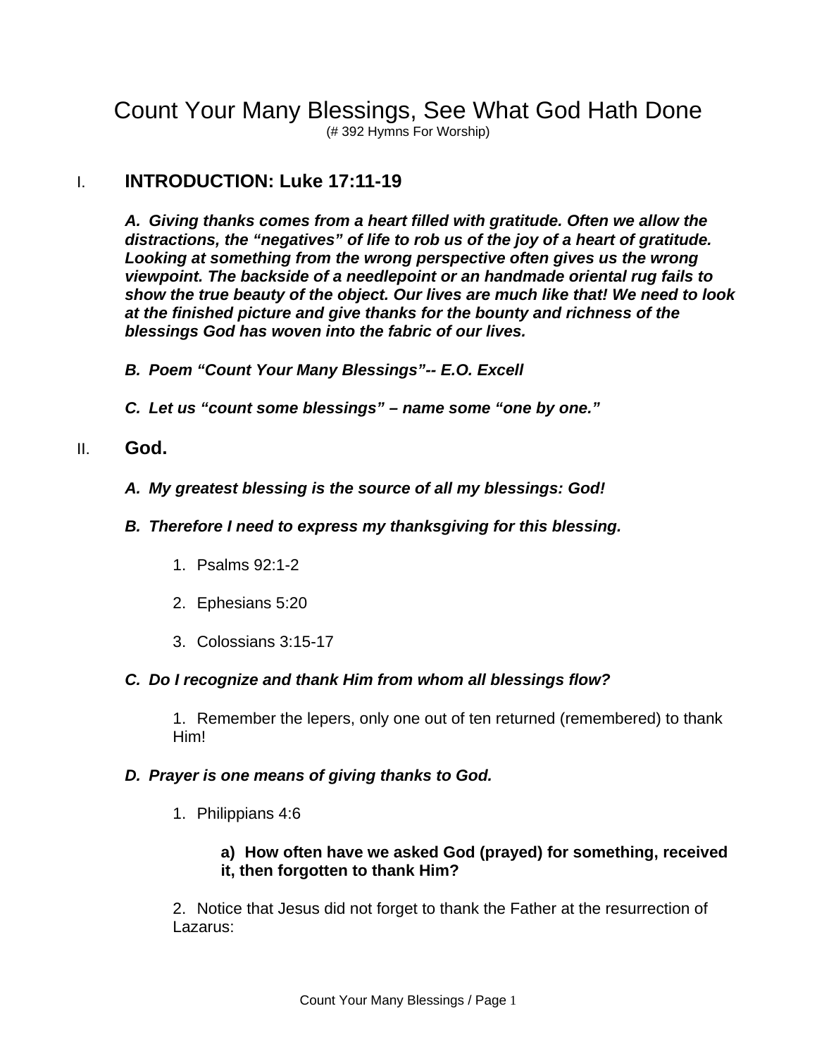# Count Your Many Blessings, See What God Hath Done

(# 392 Hymns For Worship)

## I. INTRODUCTION: Luke 17:11-19

***A. Giving thanks comes from a heart filled with gratitude. Often we allow the distractions, the "negatives" of life to rob us of the joy of a heart of gratitude. Looking at something from the wrong perspective often gives us the wrong viewpoint. The backside of a needlepoint or an handmade oriental rug fails to show the true beauty of the object. Our lives are much like that! We need to look at the finished picture and give thanks for the bounty and richness of the blessings God has woven into the fabric of our lives.***

***B. Poem "Count Your Many Blessings"-- E.O. Excell***

***C. Let us "count some blessings" – name some "one by one."***

## II. God.

***A. My greatest blessing is the source of all my blessings: God!***

***B. Therefore I need to express my thanksgiving for this blessing.***

1. Psalms 92:1-2
2. Ephesians 5:20
3. Colossians 3:15-17

***C. Do I recognize and thank Him from whom all blessings flow?***

1. Remember the lepers, only one out of ten returned (remembered) to thank Him!

***D. Prayer is one means of giving thanks to God.***

1. Philippians 4:6

   **a) How often have we asked God (prayed) for something, received it, then forgotten to thank Him?**

2. Notice that Jesus did not forget to thank the Father at the resurrection of Lazarus: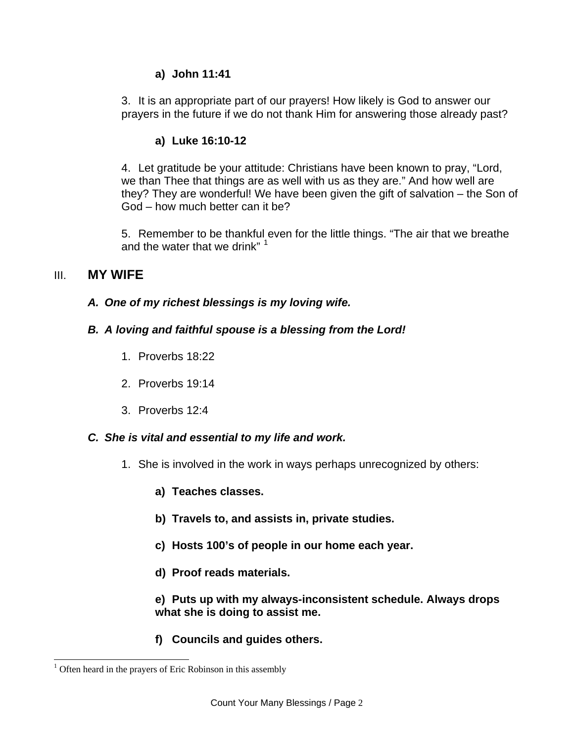**a) John 11:41**

3. It is an appropriate part of our prayers! How likely is God to answer our prayers in the future if we do not thank Him for answering those already past?

**a) Luke 16:10-12**

4. Let gratitude be your attitude: Christians have been known to pray, "Lord, we than Thee that things are as well with us as they are." And how well are they? They are wonderful! We have been given the gift of salvation – the Son of God – how much better can it be?

5. Remember to be thankful even for the little things. "The air that we breathe and the water that we drink" [1]

## III. MY WIFE

***A. One of my richest blessings is my loving wife.***

***B. A loving and faithful spouse is a blessing from the Lord!***

1. Proverbs 18:22

2. Proverbs 19:14

3. Proverbs 12:4

***C. She is vital and essential to my life and work.***

1. She is involved in the work in ways perhaps unrecognized by others:

**a) Teaches classes.**

**b) Travels to, and assists in, private studies.**

**c) Hosts 100's of people in our home each year.**

**d) Proof reads materials.**

**e) Puts up with my always-inconsistent schedule. Always drops what she is doing to assist me.**

**f) Councils and guides others.**

---

[1] Often heard in the prayers of Eric Robinson in this assembly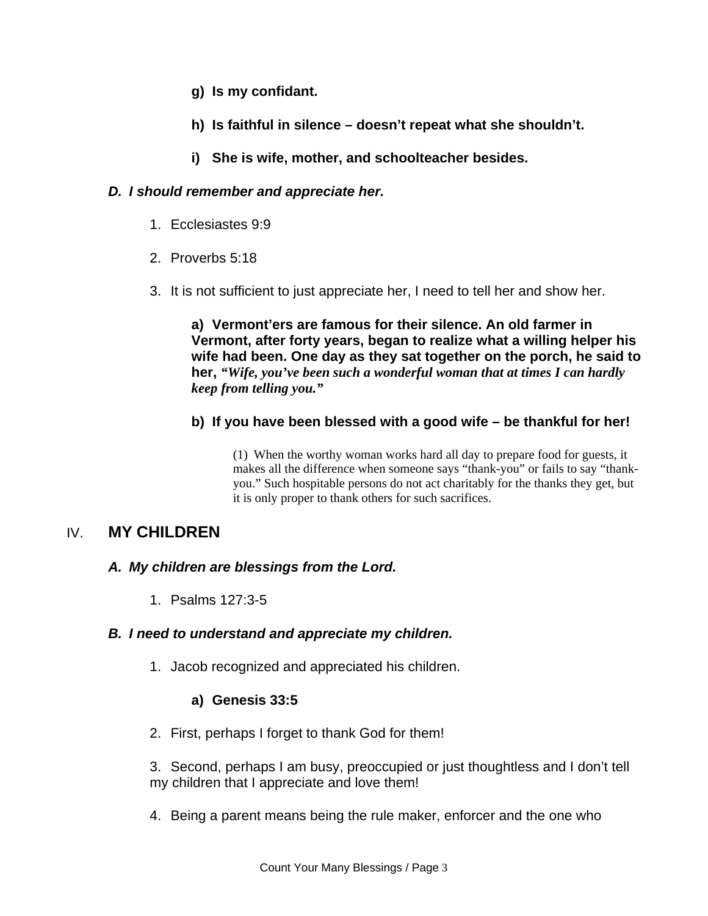**g) Is my confidant.**

**h) Is faithful in silence – doesn't repeat what she shouldn't.**

**i) She is wife, mother, and schoolteacher besides.**

***D. I should remember and appreciate her.***

1. Ecclesiastes 9:9

2. Proverbs 5:18

3. It is not sufficient to just appreciate her, I need to tell her and show her.

**a) Vermont'ers are famous for their silence. An old farmer in Vermont, after forty years, began to realize what a willing helper his wife had been. One day as they sat together on the porch, he said to her, *"Wife, you've been such a wonderful woman that at times I can hardly keep from telling you."***

**b) If you have been blessed with a good wife – be thankful for her!**

(1) When the worthy woman works hard all day to prepare food for guests, it makes all the difference when someone says "thank-you" or fails to say "thank-you." Such hospitable persons do not act charitably for the thanks they get, but it is only proper to thank others for such sacrifices.

## IV. MY CHILDREN

***A. My children are blessings from the Lord.***

1. Psalms 127:3-5

***B. I need to understand and appreciate my children.***

1. Jacob recognized and appreciated his children.

**a) Genesis 33:5**

2. First, perhaps I forget to thank God for them!

3. Second, perhaps I am busy, preoccupied or just thoughtless and I don't tell my children that I appreciate and love them!

4. Being a parent means being the rule maker, enforcer and the one who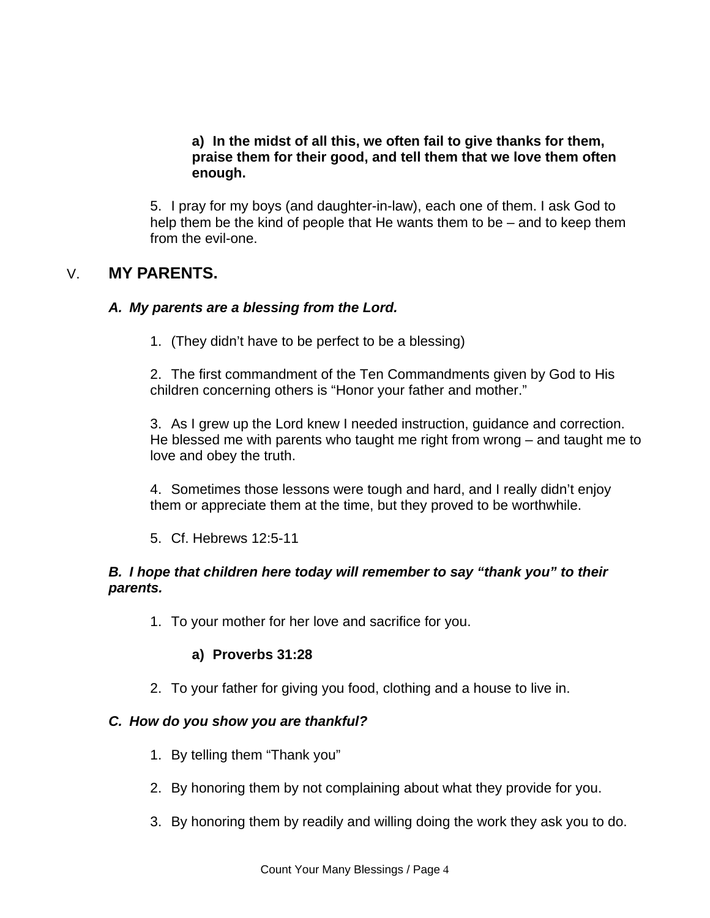**a) In the midst of all this, we often fail to give thanks for them, praise them for their good, and tell them that we love them often enough.**

5. I pray for my boys (and daughter-in-law), each one of them. I ask God to help them be the kind of people that He wants them to be – and to keep them from the evil-one.

## V. MY PARENTS.

***A. My parents are a blessing from the Lord.***

1. (They didn't have to be perfect to be a blessing)

2. The first commandment of the Ten Commandments given by God to His children concerning others is "Honor your father and mother."

3. As I grew up the Lord knew I needed instruction, guidance and correction. He blessed me with parents who taught me right from wrong – and taught me to love and obey the truth.

4. Sometimes those lessons were tough and hard, and I really didn't enjoy them or appreciate them at the time, but they proved to be worthwhile.

5. Cf. Hebrews 12:5-11

***B. I hope that children here today will remember to say "thank you" to their parents.***

1. To your mother for her love and sacrifice for you.

**a) Proverbs 31:28**

2. To your father for giving you food, clothing and a house to live in.

***C. How do you show you are thankful?***

1. By telling them "Thank you"

2. By honoring them by not complaining about what they provide for you.

3. By honoring them by readily and willing doing the work they ask you to do.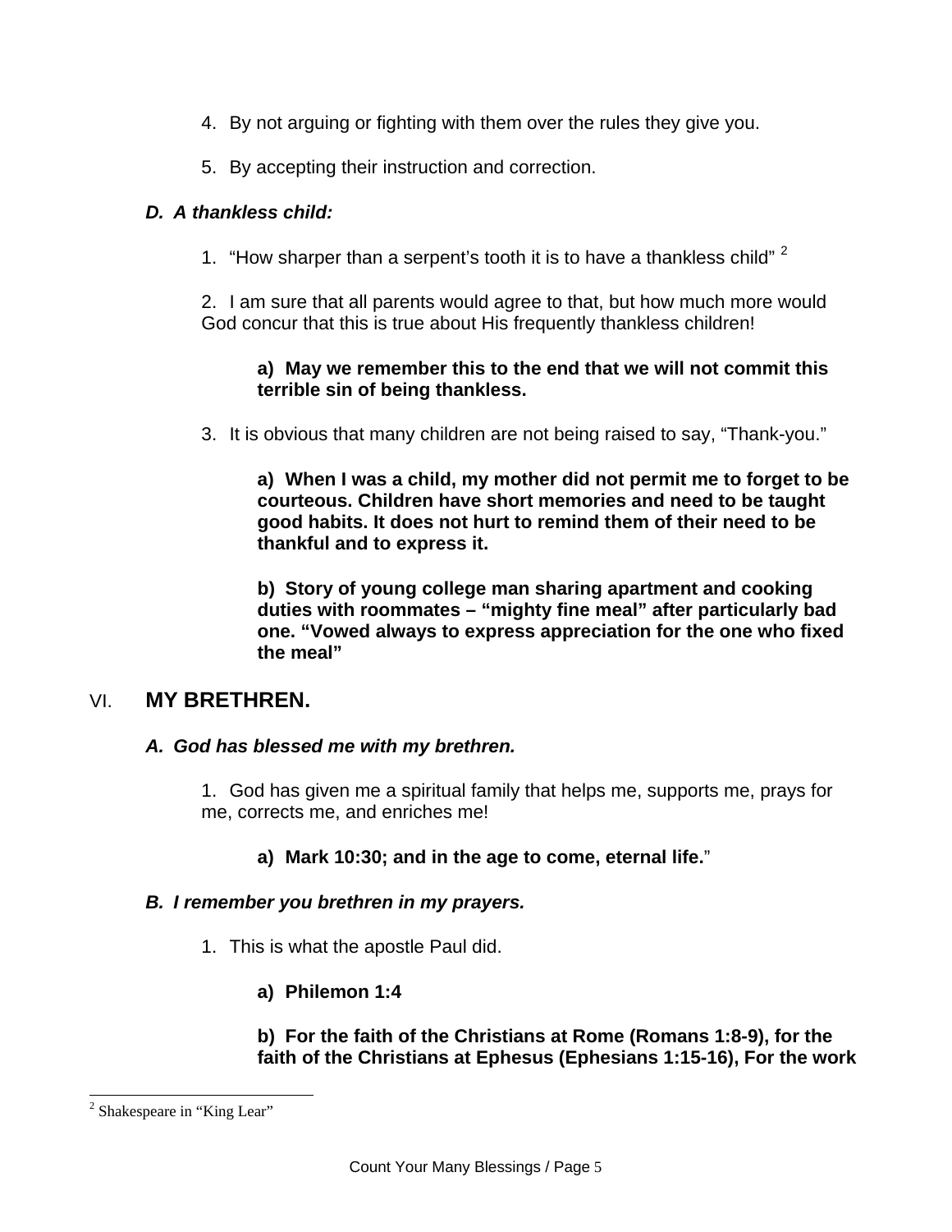4. By not arguing or fighting with them over the rules they give you.

5. By accepting their instruction and correction.

***D. A thankless child:***

1. "How sharper than a serpent's tooth it is to have a thankless child" [2]

2. I am sure that all parents would agree to that, but how much more would God concur that this is true about His frequently thankless children!

**a) May we remember this to the end that we will not commit this terrible sin of being thankless.**

3. It is obvious that many children are not being raised to say, "Thank-you."

**a) When I was a child, my mother did not permit me to forget to be courteous. Children have short memories and need to be taught good habits. It does not hurt to remind them of their need to be thankful and to express it.**

**b) Story of young college man sharing apartment and cooking duties with roommates – "mighty fine meal" after particularly bad one. "Vowed always to express appreciation for the one who fixed the meal"**

## VI. MY BRETHREN.

***A. God has blessed me with my brethren.***

1. God has given me a spiritual family that helps me, supports me, prays for me, corrects me, and enriches me!

**a) Mark 10:30; and in the age to come, eternal life.**"

***B. I remember you brethren in my prayers.***

1. This is what the apostle Paul did.

**a) Philemon 1:4**

**b) For the faith of the Christians at Rome (Romans 1:8-9), for the faith of the Christians at Ephesus (Ephesians 1:15-16), For the work**

---

[2] Shakespeare in "King Lear"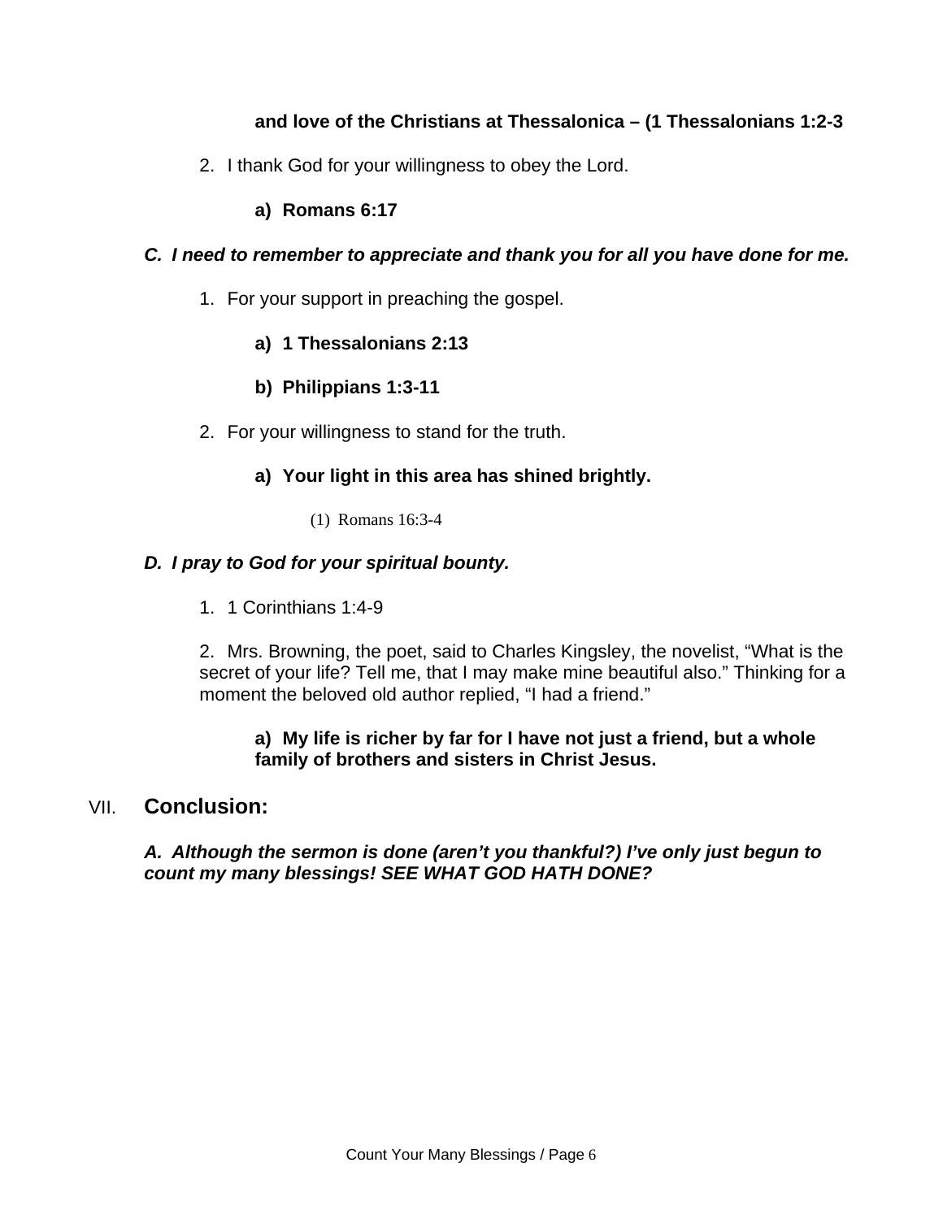**and love of the Christians at Thessalonica – (1 Thessalonians 1:2-3**

2. I thank God for your willingness to obey the Lord.

    **a) Romans 6:17**

***C. I need to remember to appreciate and thank you for all you have done for me.***

1. For your support in preaching the gospel.

    **a) 1 Thessalonians 2:13**

    **b) Philippians 1:3-11**

2. For your willingness to stand for the truth.

    **a) Your light in this area has shined brightly.**

        (1) Romans 16:3-4

***D. I pray to God for your spiritual bounty.***

1. 1 Corinthians 1:4-9

2. Mrs. Browning, the poet, said to Charles Kingsley, the novelist, “What is the secret of your life? Tell me, that I may make mine beautiful also.” Thinking for a moment the beloved old author replied, “I had a friend.”

    **a) My life is richer by far for I have not just a friend, but a whole family of brothers and sisters in Christ Jesus.**

## VII. Conclusion:

***A. Although the sermon is done (aren’t you thankful?) I’ve only just begun to count my many blessings! SEE WHAT GOD HATH DONE?***